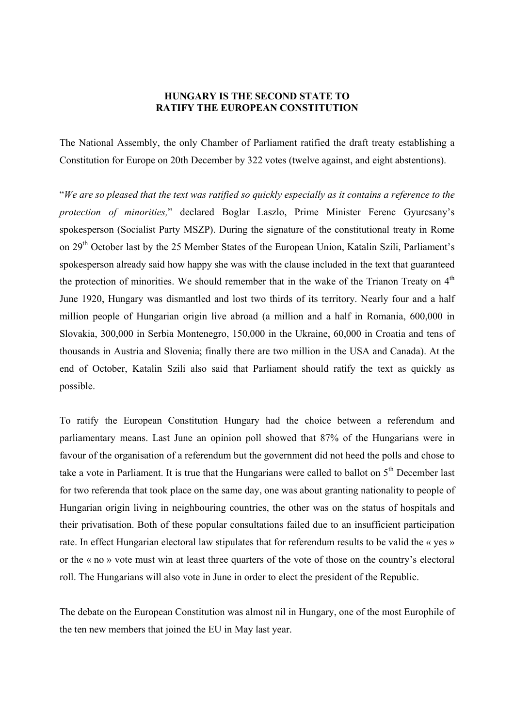# HUNGARY IS THE SECOND STATE TO RATIFY THE EUROPEAN CONSTITUTION

The National Assembly, the only Chamber of Parliament ratified the draft treaty establishing a Constitution for Europe on 20th December by 322 votes (twelve against, and eight abstentions).

"*We are so pleased that the text was ratified so quickly especially as it contains a reference to the protection of minorities,*" declared Boglar Laszlo, Prime Minister Ferenc Gyurcsany's spokesperson (Socialist Party MSZP). During the signature of the constitutional treaty in Rome on 29th October last by the 25 Member States of the European Union, Katalin Szili, Parliament's spokesperson already said how happy she was with the clause included in the text that guaranteed the protection of minorities. We should remember that in the wake of the Trianon Treaty on 4th June 1920, Hungary was dismantled and lost two thirds of its territory. Nearly four and a half million people of Hungarian origin live abroad (a million and a half in Romania, 600,000 in Slovakia, 300,000 in Serbia Montenegro, 150,000 in the Ukraine, 60,000 in Croatia and tens of thousands in Austria and Slovenia; finally there are two million in the USA and Canada). At the end of October, Katalin Szili also said that Parliament should ratify the text as quickly as possible.

To ratify the European Constitution Hungary had the choice between a referendum and parliamentary means. Last June an opinion poll showed that 87% of the Hungarians were in favour of the organisation of a referendum but the government did not heed the polls and chose to take a vote in Parliament. It is true that the Hungarians were called to ballot on 5th December last for two referenda that took place on the same day, one was about granting nationality to people of Hungarian origin living in neighbouring countries, the other was on the status of hospitals and their privatisation. Both of these popular consultations failed due to an insufficient participation rate. In effect Hungarian electoral law stipulates that for referendum results to be valid the « yes » or the « no » vote must win at least three quarters of the vote of those on the country's electoral roll. The Hungarians will also vote in June in order to elect the president of the Republic.

The debate on the European Constitution was almost nil in Hungary, one of the most Europhile of the ten new members that joined the EU in May last year.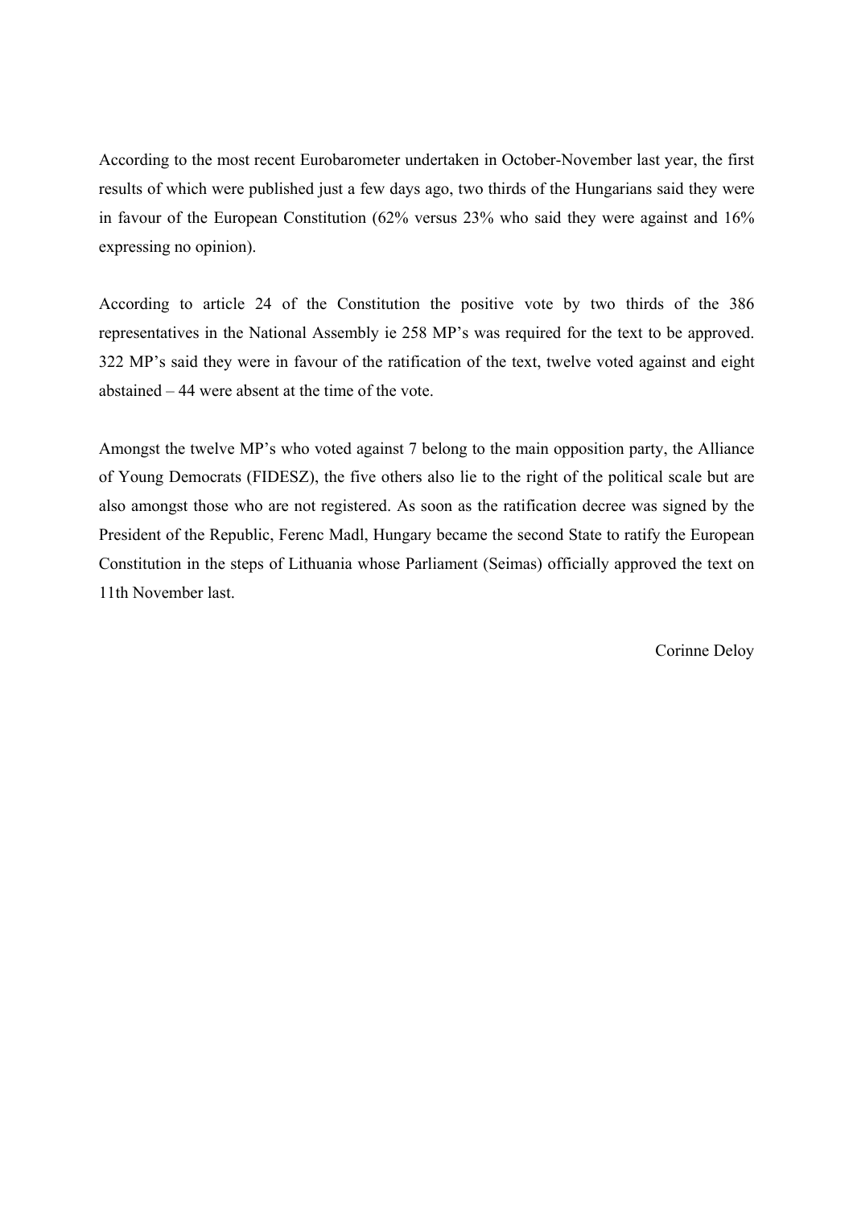According to the most recent Eurobarometer undertaken in October-November last year, the first results of which were published just a few days ago, two thirds of the Hungarians said they were in favour of the European Constitution (62% versus 23% who said they were against and 16% expressing no opinion).

According to article 24 of the Constitution the positive vote by two thirds of the 386 representatives in the National Assembly ie 258 MP's was required for the text to be approved. 322 MP's said they were in favour of the ratification of the text, twelve voted against and eight abstained – 44 were absent at the time of the vote.

Amongst the twelve MP's who voted against 7 belong to the main opposition party, the Alliance of Young Democrats (FIDESZ), the five others also lie to the right of the political scale but are also amongst those who are not registered. As soon as the ratification decree was signed by the President of the Republic, Ferenc Madl, Hungary became the second State to ratify the European Constitution in the steps of Lithuania whose Parliament (Seimas) officially approved the text on 11th November last.

Corinne Deloy